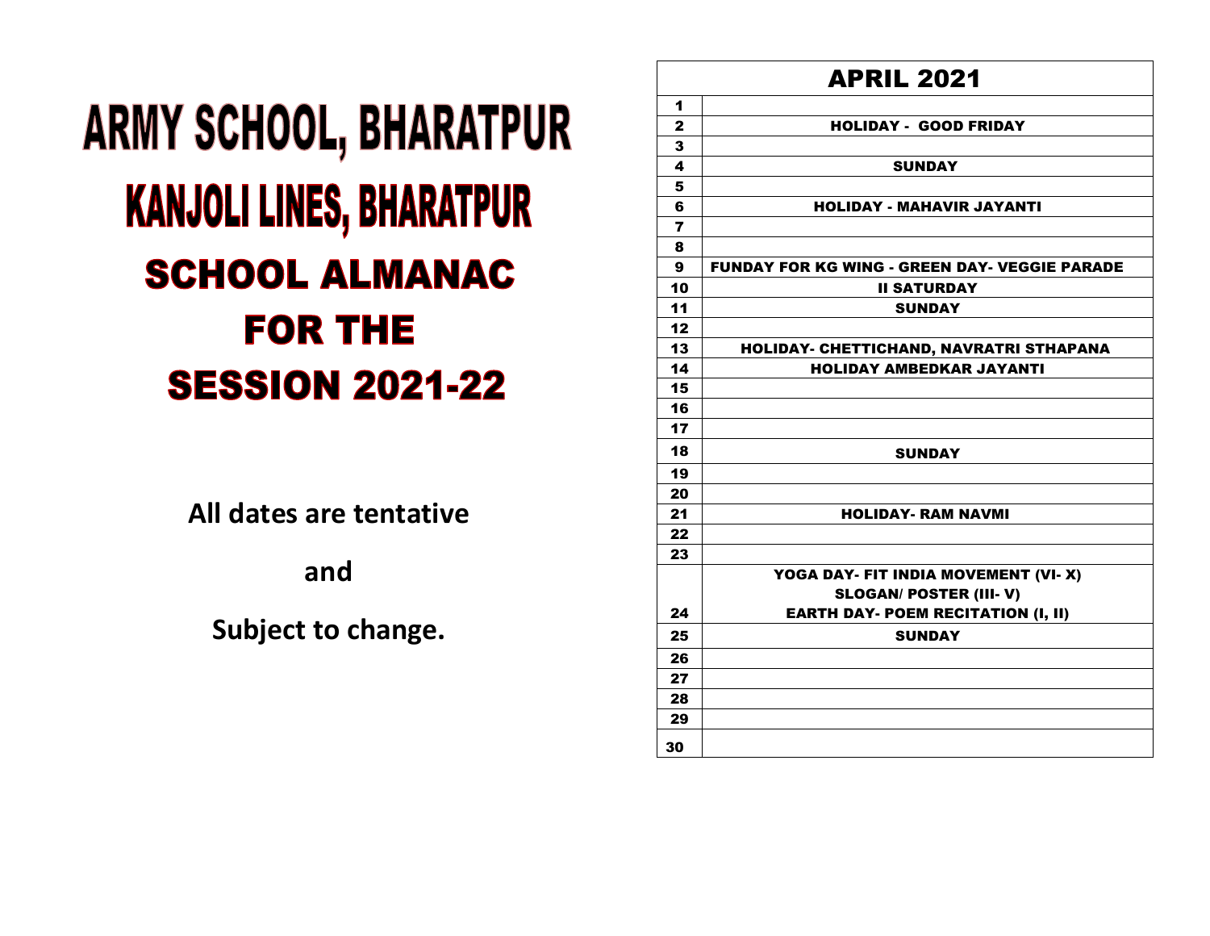# ARMY SCHOOL, BHARATPUR

# KANJOLI LINES, BHARATPUR

## SCHOOL ALMANAC

## FOR THE

## SESSION 2021-22

**All dates are tentative**

**and**

**Subject to change.**

| APRIL 2021 | |
|---|---|
| 1 | |
| 2 | HOLIDAY - GOOD FRIDAY |
| 3 | |
| 4 | SUNDAY |
| 5 | |
| 6 | HOLIDAY - MAHAVIR JAYANTI |
| 7 | |
| 8 | |
| 9 | FUNDAY FOR KG WING - GREEN DAY- VEGGIE PARADE |
| 10 | II SATURDAY |
| 11 | SUNDAY |
| 12 | |
| 13 | HOLIDAY- CHETTICHAND, NAVRATRI STHAPANA |
| 14 | HOLIDAY AMBEDKAR JAYANTI |
| 15 | |
| 16 | |
| 17 | |
| 18 | SUNDAY |
| 19 | |
| 20 | |
| 21 | HOLIDAY- RAM NAVMI |
| 22 | |
| 23 | |
| 24 | YOGA DAY- FIT INDIA MOVEMENT (VI- X)<br>SLOGAN/ POSTER (III- V)<br>EARTH DAY- POEM RECITATION (I, II) |
| 25 | SUNDAY |
| 26 | |
| 27 | |
| 28 | |
| 29 | |
| 30 | |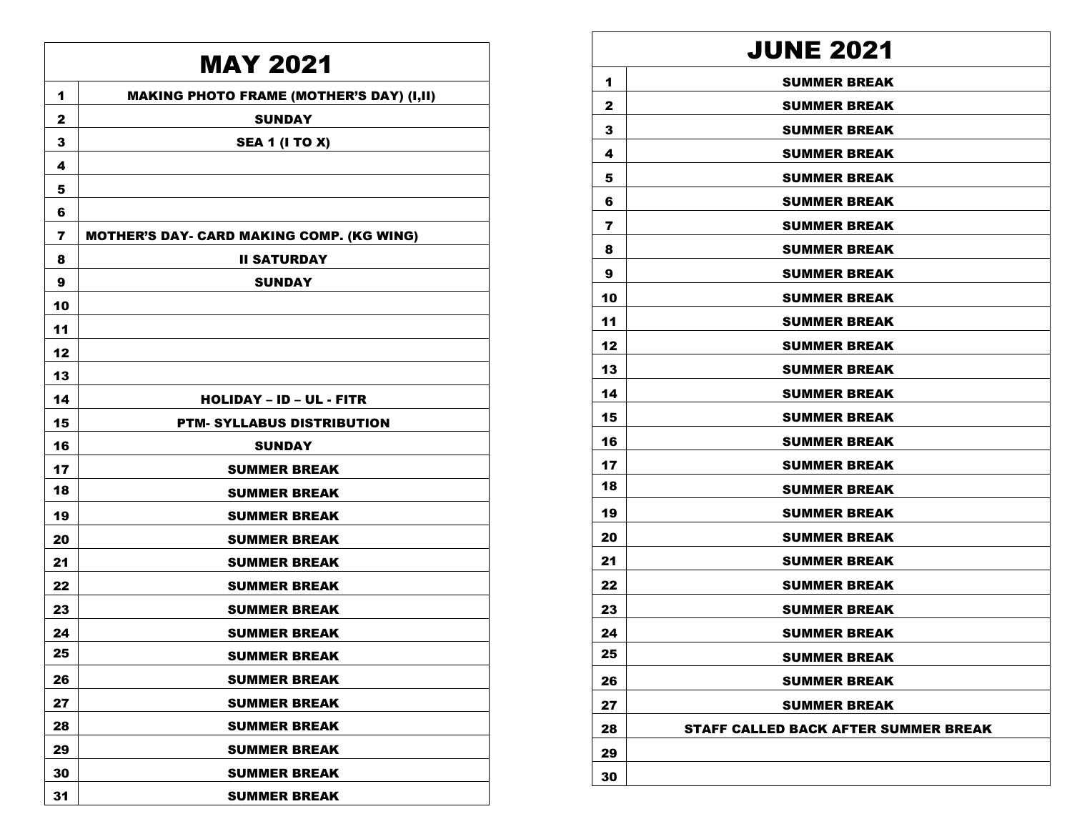| MAY 2021 | |
|---|---|
| 1 | MAKING PHOTO FRAME (MOTHER'S DAY) (I,II) |
| 2 | SUNDAY |
| 3 | SEA 1 (I TO X) |
| 4 | |
| 5 | |
| 6 | |
| 7 | MOTHER'S DAY- CARD MAKING COMP. (KG WING) |
| 8 | II SATURDAY |
| 9 | SUNDAY |
| 10 | |
| 11 | |
| 12 | |
| 13 | |
| 14 | HOLIDAY – ID – UL - FITR |
| 15 | PTM- SYLLABUS DISTRIBUTION |
| 16 | SUNDAY |
| 17 | SUMMER BREAK |
| 18 | SUMMER BREAK |
| 19 | SUMMER BREAK |
| 20 | SUMMER BREAK |
| 21 | SUMMER BREAK |
| 22 | SUMMER BREAK |
| 23 | SUMMER BREAK |
| 24 | SUMMER BREAK |
| 25 | SUMMER BREAK |
| 26 | SUMMER BREAK |
| 27 | SUMMER BREAK |
| 28 | SUMMER BREAK |
| 29 | SUMMER BREAK |
| 30 | SUMMER BREAK |
| 31 | SUMMER BREAK |

| JUNE 2021 | |
|---|---|
| 1 | SUMMER BREAK |
| 2 | SUMMER BREAK |
| 3 | SUMMER BREAK |
| 4 | SUMMER BREAK |
| 5 | SUMMER BREAK |
| 6 | SUMMER BREAK |
| 7 | SUMMER BREAK |
| 8 | SUMMER BREAK |
| 9 | SUMMER BREAK |
| 10 | SUMMER BREAK |
| 11 | SUMMER BREAK |
| 12 | SUMMER BREAK |
| 13 | SUMMER BREAK |
| 14 | SUMMER BREAK |
| 15 | SUMMER BREAK |
| 16 | SUMMER BREAK |
| 17 | SUMMER BREAK |
| 18 | SUMMER BREAK |
| 19 | SUMMER BREAK |
| 20 | SUMMER BREAK |
| 21 | SUMMER BREAK |
| 22 | SUMMER BREAK |
| 23 | SUMMER BREAK |
| 24 | SUMMER BREAK |
| 25 | SUMMER BREAK |
| 26 | SUMMER BREAK |
| 27 | SUMMER BREAK |
| 28 | STAFF CALLED BACK AFTER SUMMER BREAK |
| 29 | |
| 30 | |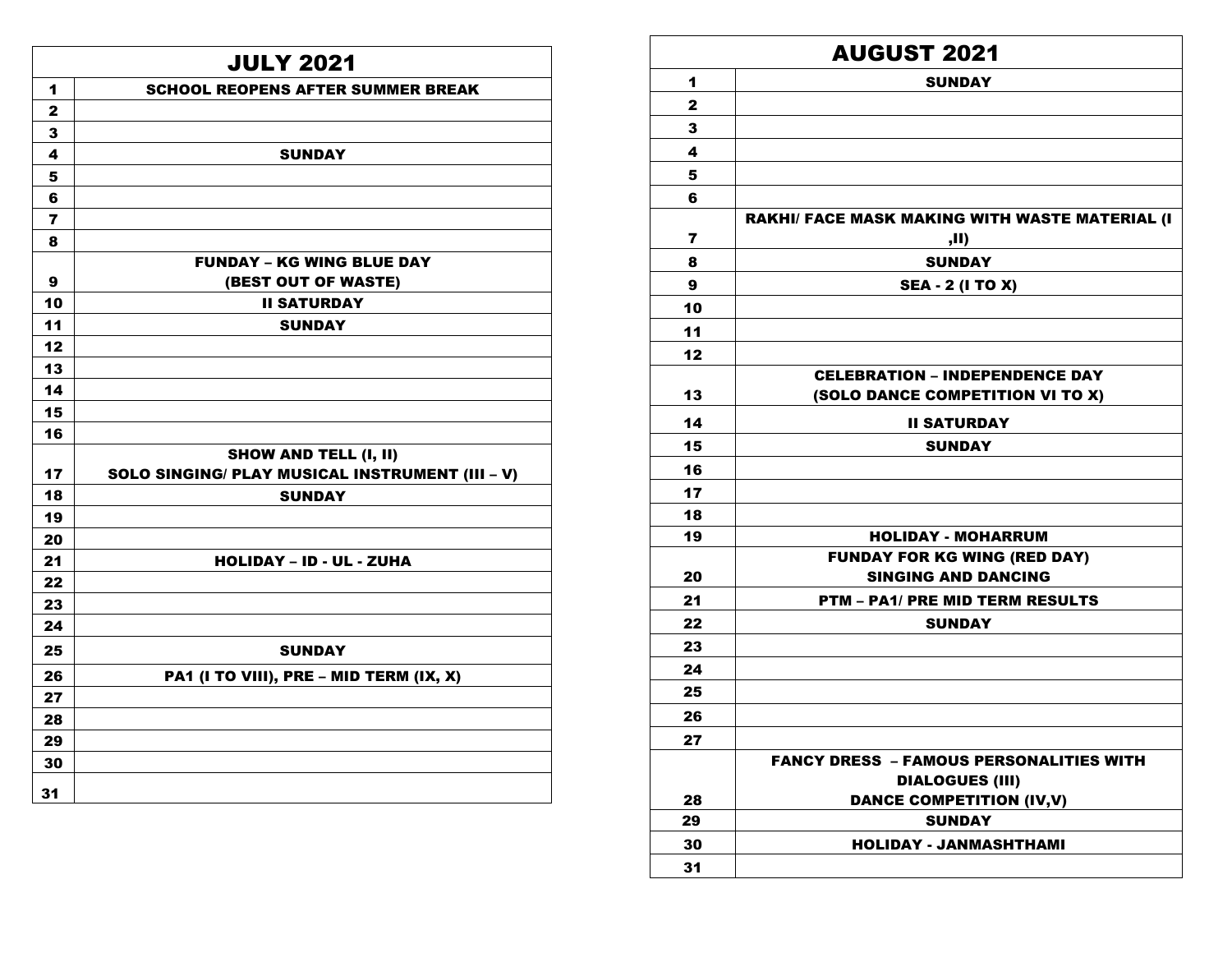| JULY 2021 | |
|---|---|
| 1 | SCHOOL REOPENS AFTER SUMMER BREAK |
| 2 | |
| 3 | |
| 4 | SUNDAY |
| 5 | |
| 6 | |
| 7 | |
| 8 | |
| 9 | FUNDAY – KG WING BLUE DAY (BEST OUT OF WASTE) |
| 10 | II SATURDAY |
| 11 | SUNDAY |
| 12 | |
| 13 | |
| 14 | |
| 15 | |
| 16 | |
| 17 | SHOW AND TELL (I, II) SOLO SINGING/ PLAY MUSICAL INSTRUMENT (III – V) |
| 18 | SUNDAY |
| 19 | |
| 20 | |
| 21 | HOLIDAY – ID - UL - ZUHA |
| 22 | |
| 23 | |
| 24 | |
| 25 | SUNDAY |
| 26 | PA1 (I TO VIII), PRE – MID TERM (IX, X) |
| 27 | |
| 28 | |
| 29 | |
| 30 | |
| 31 | |

| AUGUST 2021 | |
|---|---|
| 1 | SUNDAY |
| 2 | |
| 3 | |
| 4 | |
| 5 | |
| 6 | |
| 7 | RAKHI/ FACE MASK MAKING WITH WASTE MATERIAL (I ,II) |
| 8 | SUNDAY |
| 9 | SEA - 2 (I TO X) |
| 10 | |
| 11 | |
| 12 | |
| 13 | CELEBRATION – INDEPENDENCE DAY (SOLO DANCE COMPETITION VI TO X) |
| 14 | II SATURDAY |
| 15 | SUNDAY |
| 16 | |
| 17 | |
| 18 | |
| 19 | HOLIDAY - MOHARRUM |
| 20 | FUNDAY FOR KG WING (RED DAY) SINGING AND DANCING |
| 21 | PTM – PA1/ PRE MID TERM RESULTS |
| 22 | SUNDAY |
| 23 | |
| 24 | |
| 25 | |
| 26 | |
| 27 | |
| 28 | FANCY DRESS – FAMOUS PERSONALITIES WITH DIALOGUES (III) DANCE COMPETITION (IV,V) |
| 29 | SUNDAY |
| 30 | HOLIDAY - JANMASHTHAMI |
| 31 | |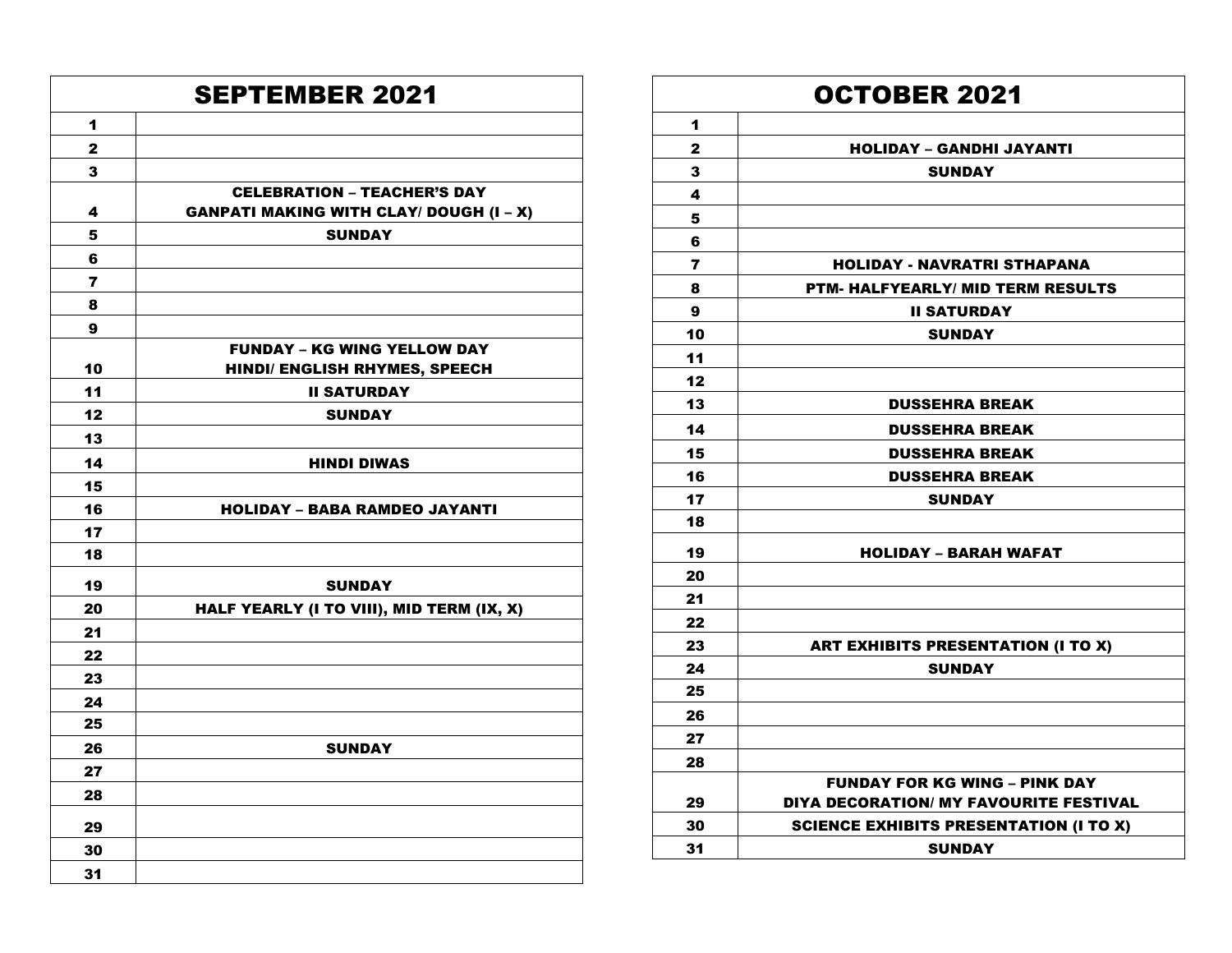| SEPTEMBER 2021 | |
|---|---|
| 1 | |
| 2 | |
| 3 | |
| 4 | CELEBRATION – TEACHER'S DAY<br>GANPATI MAKING WITH CLAY/ DOUGH (I – X) |
| 5 | SUNDAY |
| 6 | |
| 7 | |
| 8 | |
| 9 | |
| 10 | FUNDAY – KG WING YELLOW DAY<br>HINDI/ ENGLISH RHYMES, SPEECH |
| 11 | II SATURDAY |
| 12 | SUNDAY |
| 13 | |
| 14 | HINDI DIWAS |
| 15 | |
| 16 | HOLIDAY – BABA RAMDEO JAYANTI |
| 17 | |
| 18 | |
| 19 | SUNDAY |
| 20 | HALF YEARLY (I TO VIII), MID TERM (IX, X) |
| 21 | |
| 22 | |
| 23 | |
| 24 | |
| 25 | |
| 26 | SUNDAY |
| 27 | |
| 28 | |
| 29 | |
| 30 | |
| 31 | |

| OCTOBER 2021 | |
|---|---|
| 1 | |
| 2 | HOLIDAY – GANDHI JAYANTI |
| 3 | SUNDAY |
| 4 | |
| 5 | |
| 6 | |
| 7 | HOLIDAY - NAVRATRI STHAPANA |
| 8 | PTM- HALFYEARLY/ MID TERM RESULTS |
| 9 | II SATURDAY |
| 10 | SUNDAY |
| 11 | |
| 12 | |
| 13 | DUSSEHRA BREAK |
| 14 | DUSSEHRA BREAK |
| 15 | DUSSEHRA BREAK |
| 16 | DUSSEHRA BREAK |
| 17 | SUNDAY |
| 18 | |
| 19 | HOLIDAY – BARAH WAFAT |
| 20 | |
| 21 | |
| 22 | |
| 23 | ART EXHIBITS PRESENTATION (I TO X) |
| 24 | SUNDAY |
| 25 | |
| 26 | |
| 27 | |
| 28 | |
| 29 | FUNDAY FOR KG WING – PINK DAY<br>DIYA DECORATION/ MY FAVOURITE FESTIVAL |
| 30 | SCIENCE EXHIBITS PRESENTATION (I TO X) |
| 31 | SUNDAY |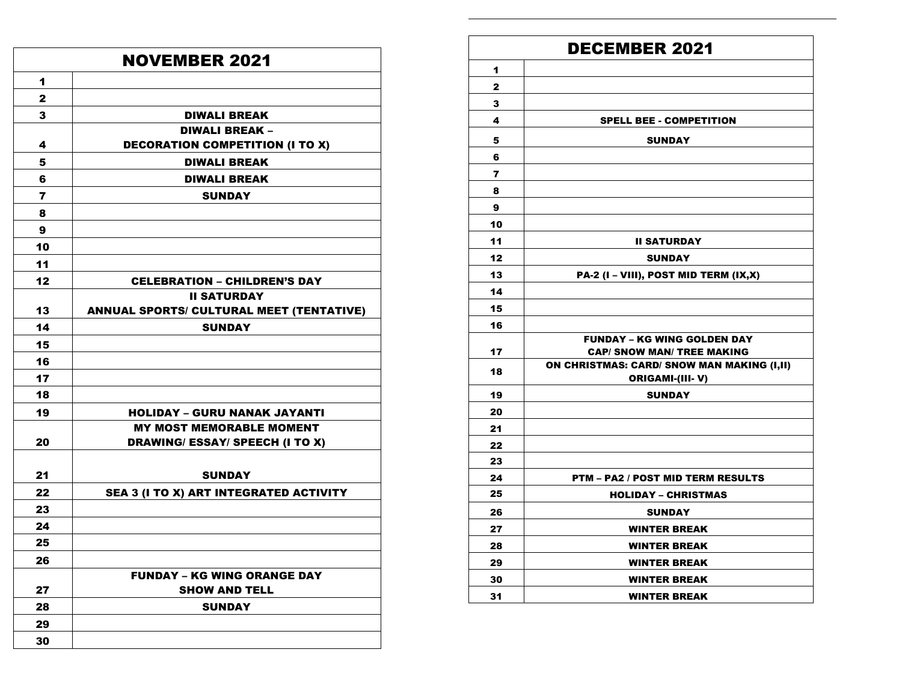## NOVEMBER 2021

| Date | Event |
|---|---|
| 1 | |
| 2 | |
| 3 | DIWALI BREAK |
| 4 | DIWALI BREAK – DECORATION COMPETITION (I TO X) |
| 5 | DIWALI BREAK |
| 6 | DIWALI BREAK |
| 7 | SUNDAY |
| 8 | |
| 9 | |
| 10 | |
| 11 | |
| 12 | CELEBRATION – CHILDREN'S DAY |
| 13 | II SATURDAY ANNUAL SPORTS/ CULTURAL MEET (TENTATIVE) |
| 14 | SUNDAY |
| 15 | |
| 16 | |
| 17 | |
| 18 | |
| 19 | HOLIDAY – GURU NANAK JAYANTI |
| 20 | MY MOST MEMORABLE MOMENT DRAWING/ ESSAY/ SPEECH (I TO X) |
| 21 | SUNDAY |
| 22 | SEA 3 (I TO X) ART INTEGRATED ACTIVITY |
| 23 | |
| 24 | |
| 25 | |
| 26 | |
| 27 | FUNDAY – KG WING ORANGE DAY SHOW AND TELL |
| 28 | SUNDAY |
| 29 | |
| 30 | |

## DECEMBER 2021

| Date | Event |
|---|---|
| 1 | |
| 2 | |
| 3 | |
| 4 | SPELL BEE - COMPETITION |
| 5 | SUNDAY |
| 6 | |
| 7 | |
| 8 | |
| 9 | |
| 10 | |
| 11 | II SATURDAY |
| 12 | SUNDAY |
| 13 | PA-2 (I – VIII), POST MID TERM (IX,X) |
| 14 | |
| 15 | |
| 16 | |
| 17 | FUNDAY – KG WING GOLDEN DAY CAP/ SNOW MAN/ TREE MAKING |
| 18 | ON CHRISTMAS: CARD/ SNOW MAN MAKING (I,II) ORIGAMI-(III- V) |
| 19 | SUNDAY |
| 20 | |
| 21 | |
| 22 | |
| 23 | |
| 24 | PTM – PA2 / POST MID TERM RESULTS |
| 25 | HOLIDAY – CHRISTMAS |
| 26 | SUNDAY |
| 27 | WINTER BREAK |
| 28 | WINTER BREAK |
| 29 | WINTER BREAK |
| 30 | WINTER BREAK |
| 31 | WINTER BREAK |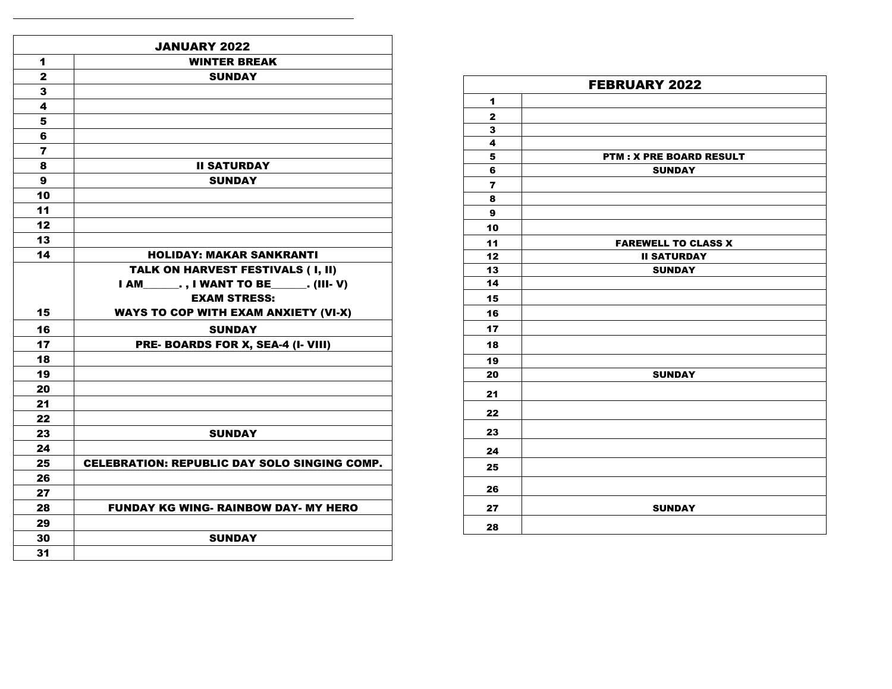| JANUARY 2022 | |
|---|---|
| 1 | WINTER BREAK |
| 2 | SUNDAY |
| 3 | |
| 4 | |
| 5 | |
| 6 | |
| 7 | |
| 8 | II SATURDAY |
| 9 | SUNDAY |
| 10 | |
| 11 | |
| 12 | |
| 13 | |
| 14 | HOLIDAY: MAKAR SANKRANTI |
| 15 | TALK ON HARVEST FESTIVALS ( I, II)<br>I AM______. , I WANT TO BE______. (III- V)<br>EXAM STRESS:<br>WAYS TO COP WITH EXAM ANXIETY (VI-X) |
| 16 | SUNDAY |
| 17 | PRE- BOARDS FOR X, SEA-4 (I- VIII) |
| 18 | |
| 19 | |
| 20 | |
| 21 | |
| 22 | |
| 23 | SUNDAY |
| 24 | |
| 25 | CELEBRATION: REPUBLIC DAY SOLO SINGING COMP. |
| 26 | |
| 27 | |
| 28 | FUNDAY KG WING- RAINBOW DAY- MY HERO |
| 29 | |
| 30 | SUNDAY |
| 31 | |

| FEBRUARY 2022 | |
|---|---|
| 1 | |
| 2 | |
| 3 | |
| 4 | |
| 5 | PTM : X PRE BOARD RESULT |
| 6 | SUNDAY |
| 7 | |
| 8 | |
| 9 | |
| 10 | |
| 11 | FAREWELL TO CLASS X |
| 12 | II SATURDAY |
| 13 | SUNDAY |
| 14 | |
| 15 | |
| 16 | |
| 17 | |
| 18 | |
| 19 | |
| 20 | SUNDAY |
| 21 | |
| 22 | |
| 23 | |
| 24 | |
| 25 | |
| 26 | |
| 27 | SUNDAY |
| 28 | |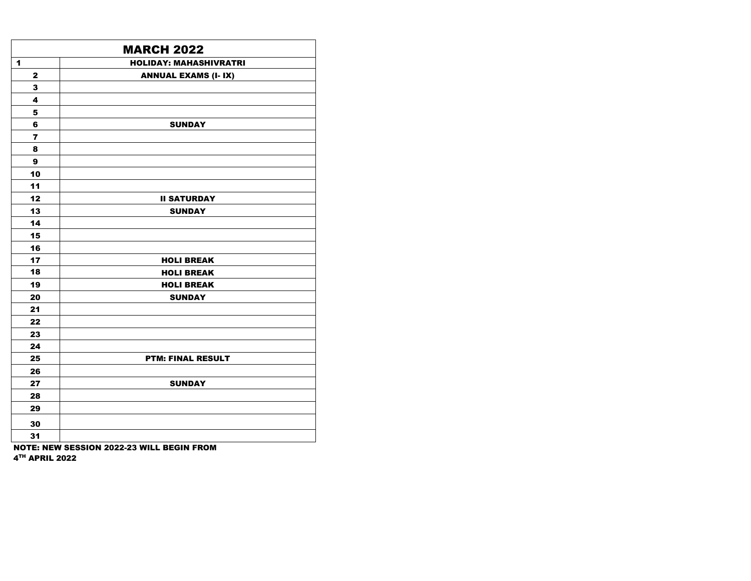| MARCH 2022 | |
|---|---|
| 1 | HOLIDAY: MAHASHIVRATRI |
| 2 | ANNUAL EXAMS (I- IX) |
| 3 | |
| 4 | |
| 5 | |
| 6 | SUNDAY |
| 7 | |
| 8 | |
| 9 | |
| 10 | |
| 11 | |
| 12 | II SATURDAY |
| 13 | SUNDAY |
| 14 | |
| 15 | |
| 16 | |
| 17 | HOLI BREAK |
| 18 | HOLI BREAK |
| 19 | HOLI BREAK |
| 20 | SUNDAY |
| 21 | |
| 22 | |
| 23 | |
| 24 | |
| 25 | PTM: FINAL RESULT |
| 26 | |
| 27 | SUNDAY |
| 28 | |
| 29 | |
| 30 | |
| 31 | |

**NOTE: NEW SESSION 2022-23 WILL BEGIN FROM 4TH APRIL 2022**